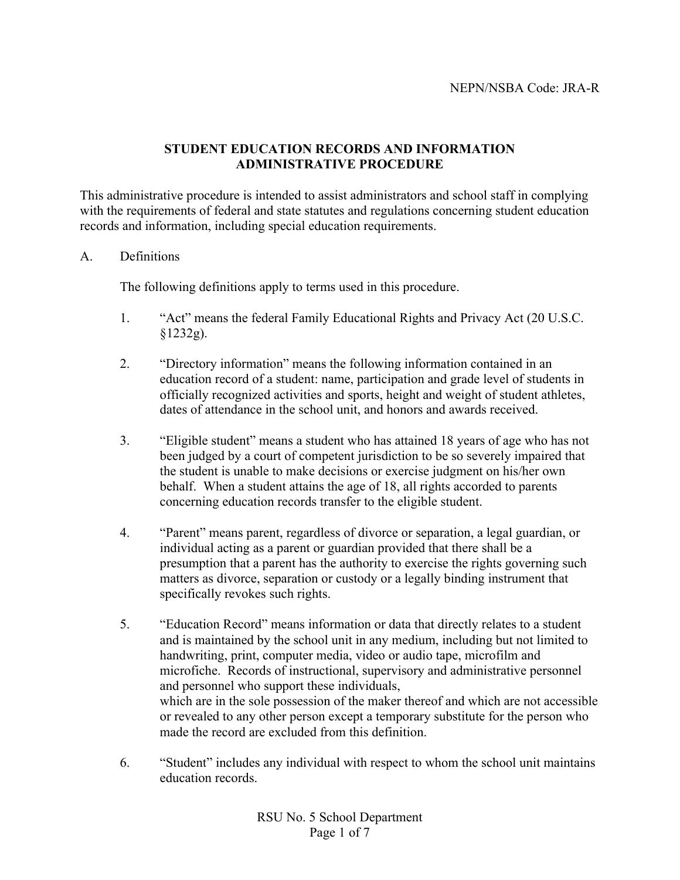NEPN/NSBA Code: JRA-R

## STUDENT EDUCATION RECORDS AND INFORMATION ADMINISTRATIVE PROCEDURE

This administrative procedure is intended to assist administrators and school staff in complying with the requirements of federal and state statutes and regulations concerning student education records and information, including special education requirements.

A. Definitions

The following definitions apply to terms used in this procedure.

1. "Act" means the federal Family Educational Rights and Privacy Act (20 U.S.C. §1232g).

2. "Directory information" means the following information contained in an education record of a student: name, participation and grade level of students in officially recognized activities and sports, height and weight of student athletes, dates of attendance in the school unit, and honors and awards received.

3. "Eligible student" means a student who has attained 18 years of age who has not been judged by a court of competent jurisdiction to be so severely impaired that the student is unable to make decisions or exercise judgment on his/her own behalf. When a student attains the age of 18, all rights accorded to parents concerning education records transfer to the eligible student.

4. "Parent" means parent, regardless of divorce or separation, a legal guardian, or individual acting as a parent or guardian provided that there shall be a presumption that a parent has the authority to exercise the rights governing such matters as divorce, separation or custody or a legally binding instrument that specifically revokes such rights.

5. "Education Record" means information or data that directly relates to a student and is maintained by the school unit in any medium, including but not limited to handwriting, print, computer media, video or audio tape, microfilm and microfiche. Records of instructional, supervisory and administrative personnel and personnel who support these individuals, which are in the sole possession of the maker thereof and which are not accessible or revealed to any other person except a temporary substitute for the person who made the record are excluded from this definition.

6. "Student" includes any individual with respect to whom the school unit maintains education records.

RSU No. 5 School Department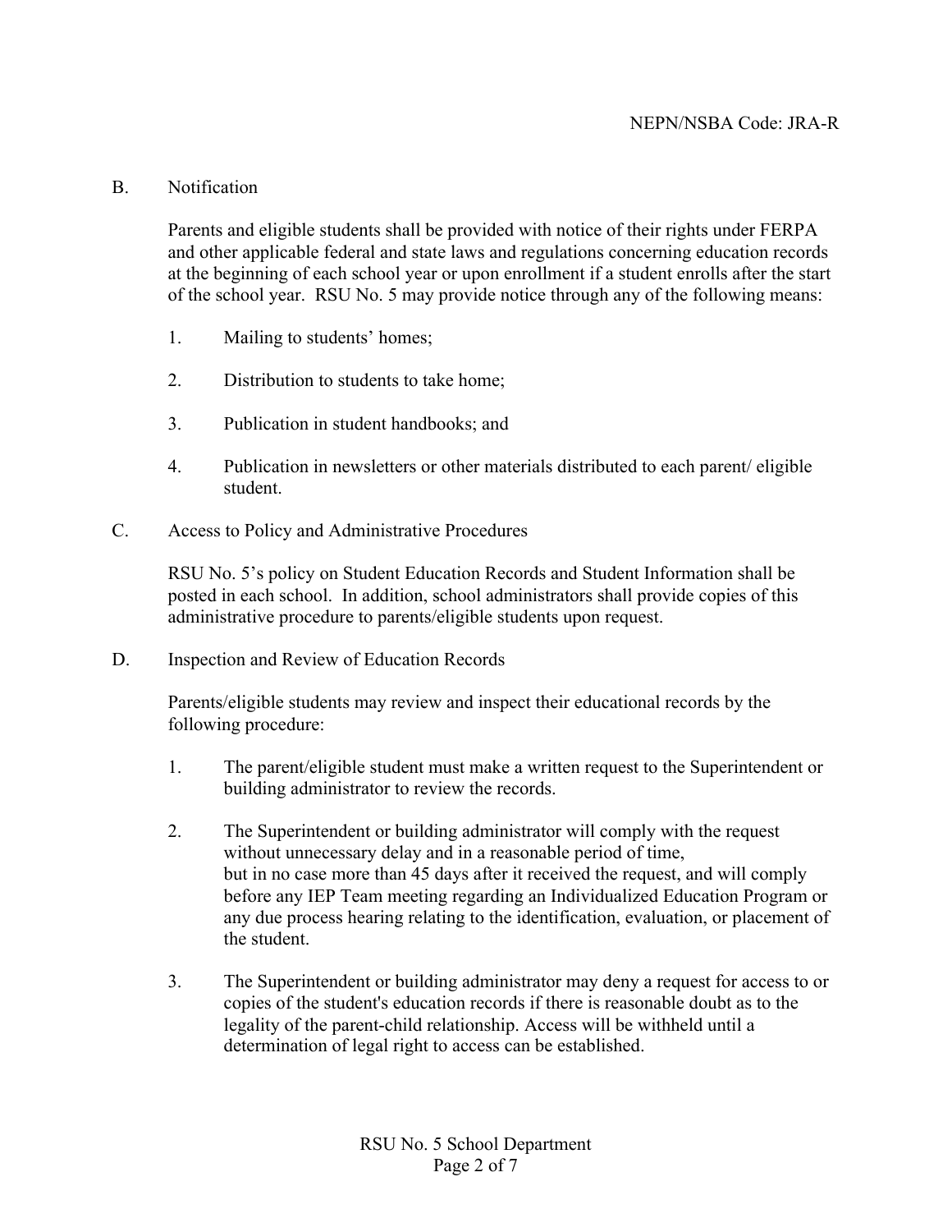## B. Notification

Parents and eligible students shall be provided with notice of their rights under FERPA and other applicable federal and state laws and regulations concerning education records at the beginning of each school year or upon enrollment if a student enrolls after the start of the school year. RSU No. 5 may provide notice through any of the following means:

1. Mailing to students' homes;
2. Distribution to students to take home;
3. Publication in student handbooks; and
4. Publication in newsletters or other materials distributed to each parent/ eligible student.

## C. Access to Policy and Administrative Procedures

RSU No. 5's policy on Student Education Records and Student Information shall be posted in each school. In addition, school administrators shall provide copies of this administrative procedure to parents/eligible students upon request.

## D. Inspection and Review of Education Records

Parents/eligible students may review and inspect their educational records by the following procedure:

1. The parent/eligible student must make a written request to the Superintendent or building administrator to review the records.
2. The Superintendent or building administrator will comply with the request without unnecessary delay and in a reasonable period of time, but in no case more than 45 days after it received the request, and will comply before any IEP Team meeting regarding an Individualized Education Program or any due process hearing relating to the identification, evaluation, or placement of the student.
3. The Superintendent or building administrator may deny a request for access to or copies of the student's education records if there is reasonable doubt as to the legality of the parent-child relationship. Access will be withheld until a determination of legal right to access can be established.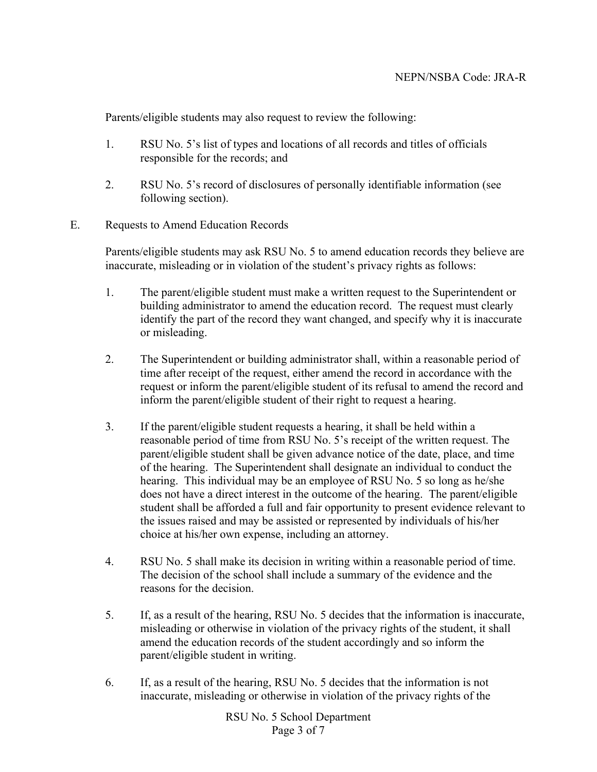Parents/eligible students may also request to review the following:

1. RSU No. 5's list of types and locations of all records and titles of officials responsible for the records; and

2. RSU No. 5's record of disclosures of personally identifiable information (see following section).

E. Requests to Amend Education Records

Parents/eligible students may ask RSU No. 5 to amend education records they believe are inaccurate, misleading or in violation of the student's privacy rights as follows:

1. The parent/eligible student must make a written request to the Superintendent or building administrator to amend the education record. The request must clearly identify the part of the record they want changed, and specify why it is inaccurate or misleading.

2. The Superintendent or building administrator shall, within a reasonable period of time after receipt of the request, either amend the record in accordance with the request or inform the parent/eligible student of its refusal to amend the record and inform the parent/eligible student of their right to request a hearing.

3. If the parent/eligible student requests a hearing, it shall be held within a reasonable period of time from RSU No. 5's receipt of the written request. The parent/eligible student shall be given advance notice of the date, place, and time of the hearing. The Superintendent shall designate an individual to conduct the hearing. This individual may be an employee of RSU No. 5 so long as he/she does not have a direct interest in the outcome of the hearing. The parent/eligible student shall be afforded a full and fair opportunity to present evidence relevant to the issues raised and may be assisted or represented by individuals of his/her choice at his/her own expense, including an attorney.

4. RSU No. 5 shall make its decision in writing within a reasonable period of time. The decision of the school shall include a summary of the evidence and the reasons for the decision.

5. If, as a result of the hearing, RSU No. 5 decides that the information is inaccurate, misleading or otherwise in violation of the privacy rights of the student, it shall amend the education records of the student accordingly and so inform the parent/eligible student in writing.

6. If, as a result of the hearing, RSU No. 5 decides that the information is not inaccurate, misleading or otherwise in violation of the privacy rights of the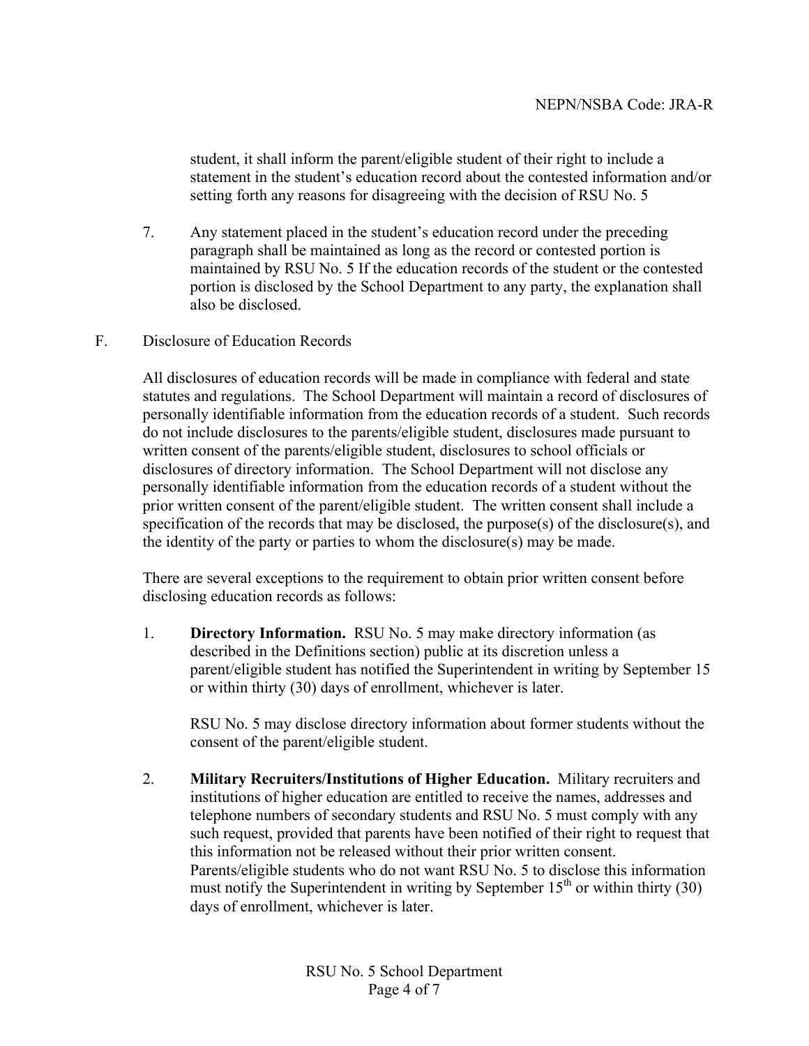student, it shall inform the parent/eligible student of their right to include a statement in the student's education record about the contested information and/or setting forth any reasons for disagreeing with the decision of RSU No. 5

7. Any statement placed in the student's education record under the preceding paragraph shall be maintained as long as the record or contested portion is maintained by RSU No. 5 If the education records of the student or the contested portion is disclosed by the School Department to any party, the explanation shall also be disclosed.

F. Disclosure of Education Records

All disclosures of education records will be made in compliance with federal and state statutes and regulations. The School Department will maintain a record of disclosures of personally identifiable information from the education records of a student. Such records do not include disclosures to the parents/eligible student, disclosures made pursuant to written consent of the parents/eligible student, disclosures to school officials or disclosures of directory information. The School Department will not disclose any personally identifiable information from the education records of a student without the prior written consent of the parent/eligible student. The written consent shall include a specification of the records that may be disclosed, the purpose(s) of the disclosure(s), and the identity of the party or parties to whom the disclosure(s) may be made.

There are several exceptions to the requirement to obtain prior written consent before disclosing education records as follows:

1. **Directory Information.** RSU No. 5 may make directory information (as described in the Definitions section) public at its discretion unless a parent/eligible student has notified the Superintendent in writing by September 15 or within thirty (30) days of enrollment, whichever is later.

   RSU No. 5 may disclose directory information about former students without the consent of the parent/eligible student.

2. **Military Recruiters/Institutions of Higher Education.** Military recruiters and institutions of higher education are entitled to receive the names, addresses and telephone numbers of secondary students and RSU No. 5 must comply with any such request, provided that parents have been notified of their right to request that this information not be released without their prior written consent. Parents/eligible students who do not want RSU No. 5 to disclose this information must notify the Superintendent in writing by September 15th or within thirty (30) days of enrollment, whichever is later.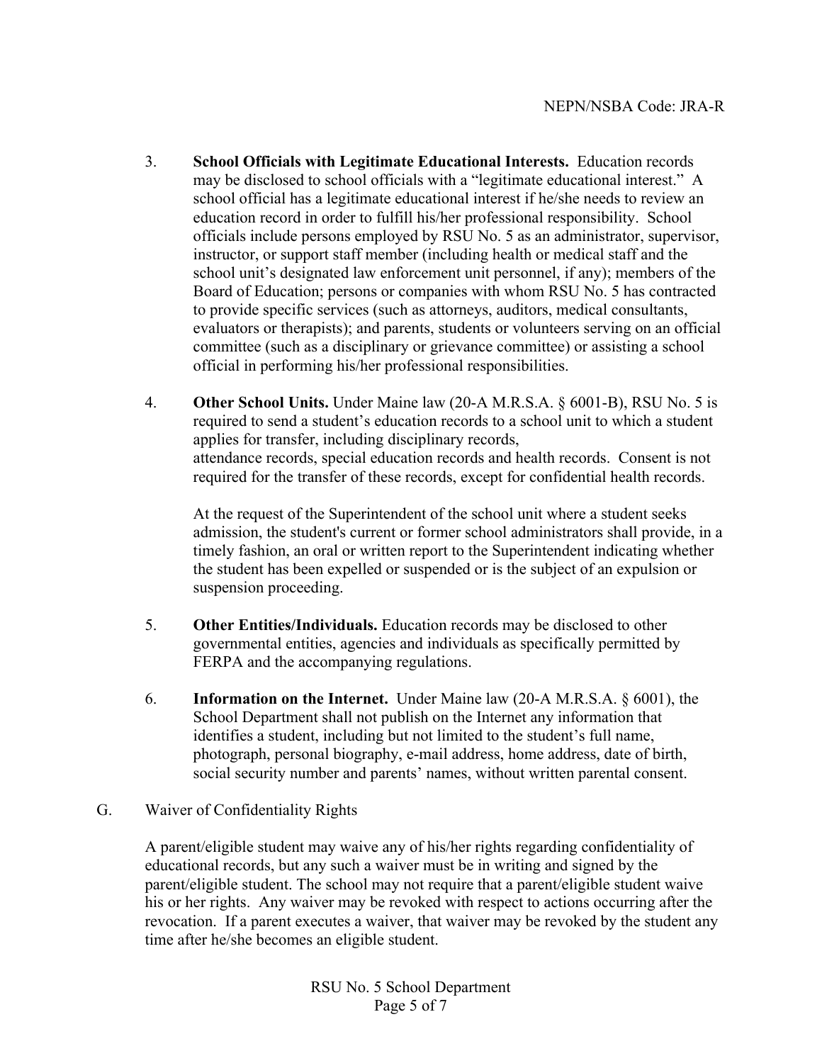3. **School Officials with Legitimate Educational Interests.** Education records may be disclosed to school officials with a "legitimate educational interest." A school official has a legitimate educational interest if he/she needs to review an education record in order to fulfill his/her professional responsibility. School officials include persons employed by RSU No. 5 as an administrator, supervisor, instructor, or support staff member (including health or medical staff and the school unit's designated law enforcement unit personnel, if any); members of the Board of Education; persons or companies with whom RSU No. 5 has contracted to provide specific services (such as attorneys, auditors, medical consultants, evaluators or therapists); and parents, students or volunteers serving on an official committee (such as a disciplinary or grievance committee) or assisting a school official in performing his/her professional responsibilities.

4. **Other School Units.** Under Maine law (20-A M.R.S.A. § 6001-B), RSU No. 5 is required to send a student's education records to a school unit to which a student applies for transfer, including disciplinary records, attendance records, special education records and health records. Consent is not required for the transfer of these records, except for confidential health records.

   At the request of the Superintendent of the school unit where a student seeks admission, the student's current or former school administrators shall provide, in a timely fashion, an oral or written report to the Superintendent indicating whether the student has been expelled or suspended or is the subject of an expulsion or suspension proceeding.

5. **Other Entities/Individuals.** Education records may be disclosed to other governmental entities, agencies and individuals as specifically permitted by FERPA and the accompanying regulations.

6. **Information on the Internet.** Under Maine law (20-A M.R.S.A. § 6001), the School Department shall not publish on the Internet any information that identifies a student, including but not limited to the student's full name, photograph, personal biography, e-mail address, home address, date of birth, social security number and parents' names, without written parental consent.

G. Waiver of Confidentiality Rights

A parent/eligible student may waive any of his/her rights regarding confidentiality of educational records, but any such a waiver must be in writing and signed by the parent/eligible student. The school may not require that a parent/eligible student waive his or her rights. Any waiver may be revoked with respect to actions occurring after the revocation. If a parent executes a waiver, that waiver may be revoked by the student any time after he/she becomes an eligible student.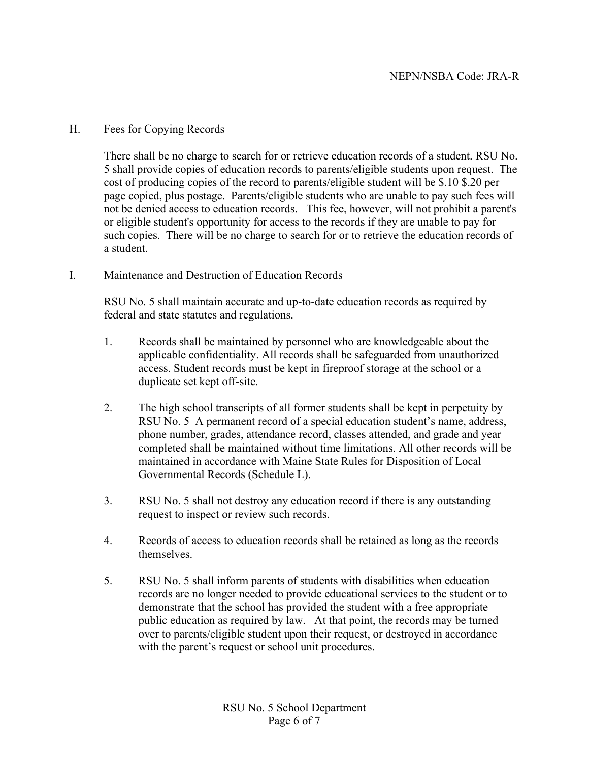H. Fees for Copying Records

There shall be no charge to search for or retrieve education records of a student. RSU No. 5 shall provide copies of education records to parents/eligible students upon request. The cost of producing copies of the record to parents/eligible student will be ~~$.10~~ <u>$.20</u> per page copied, plus postage. Parents/eligible students who are unable to pay such fees will not be denied access to education records. This fee, however, will not prohibit a parent's or eligible student's opportunity for access to the records if they are unable to pay for such copies. There will be no charge to search for or to retrieve the education records of a student.

I. Maintenance and Destruction of Education Records

RSU No. 5 shall maintain accurate and up-to-date education records as required by federal and state statutes and regulations.

1. Records shall be maintained by personnel who are knowledgeable about the applicable confidentiality. All records shall be safeguarded from unauthorized access. Student records must be kept in fireproof storage at the school or a duplicate set kept off-site.

2. The high school transcripts of all former students shall be kept in perpetuity by RSU No. 5 A permanent record of a special education student's name, address, phone number, grades, attendance record, classes attended, and grade and year completed shall be maintained without time limitations. All other records will be maintained in accordance with Maine State Rules for Disposition of Local Governmental Records (Schedule L).

3. RSU No. 5 shall not destroy any education record if there is any outstanding request to inspect or review such records.

4. Records of access to education records shall be retained as long as the records themselves.

5. RSU No. 5 shall inform parents of students with disabilities when education records are no longer needed to provide educational services to the student or to demonstrate that the school has provided the student with a free appropriate public education as required by law. At that point, the records may be turned over to parents/eligible student upon their request, or destroyed in accordance with the parent's request or school unit procedures.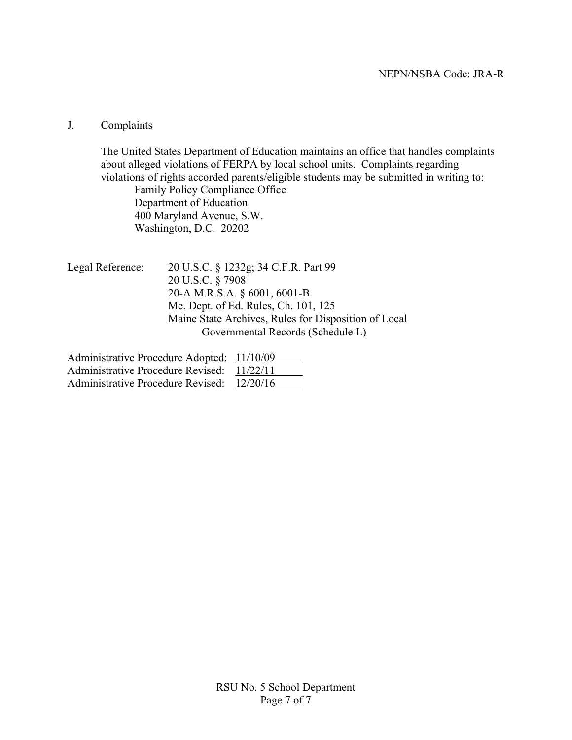## J. Complaints

The United States Department of Education maintains an office that handles complaints about alleged violations of FERPA by local school units. Complaints regarding violations of rights accorded parents/eligible students may be submitted in writing to:

Family Policy Compliance Office
Department of Education
400 Maryland Avenue, S.W.
Washington, D.C. 20202

Legal Reference:
20 U.S.C. § 1232g; 34 C.F.R. Part 99
20 U.S.C. § 7908
20-A M.R.S.A. § 6001, 6001-B
Me. Dept. of Ed. Rules, Ch. 101, 125
Maine State Archives, Rules for Disposition of Local Governmental Records (Schedule L)

Administrative Procedure Adopted: 11/10/09
Administrative Procedure Revised: 11/22/11
Administrative Procedure Revised: 12/20/16